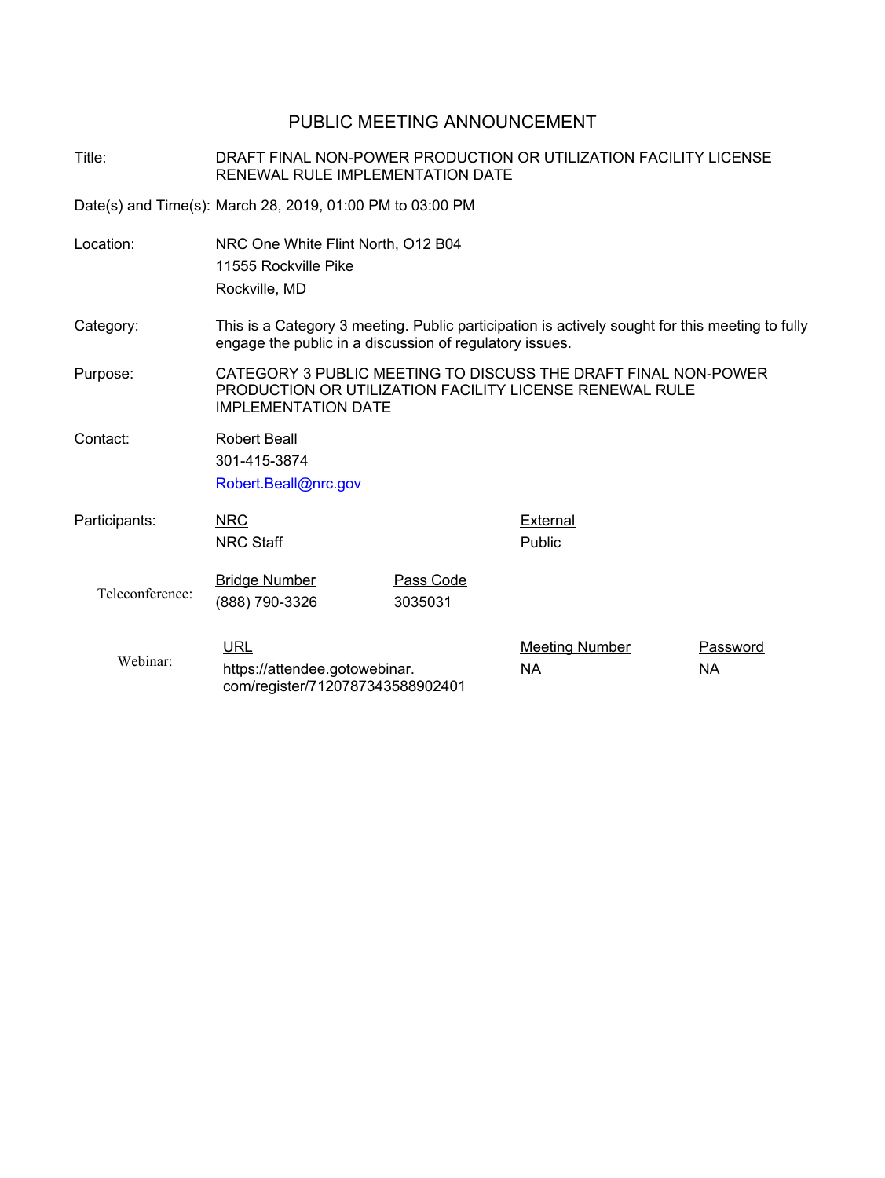# PUBLIC MEETING ANNOUNCEMENT

**Title:** DRAFT FINAL NON-POWER PRODUCTION OR UTILIZATION FACILITY LICENSE RENEWAL RULE IMPLEMENTATION DATE

**Date(s) and Time(s):** March 28, 2019, 01:00 PM to 03:00 PM

**Location:** NRC One White Flint North, O12 B04
11555 Rockville Pike
Rockville, MD

**Category:** This is a Category 3 meeting. Public participation is actively sought for this meeting to fully engage the public in a discussion of regulatory issues.

**Purpose:** CATEGORY 3 PUBLIC MEETING TO DISCUSS THE DRAFT FINAL NON-POWER PRODUCTION OR UTILIZATION FACILITY LICENSE RENEWAL RULE IMPLEMENTATION DATE

**Contact:** Robert Beall
301-415-3874
Robert.Beall@nrc.gov

**Participants:**

| NRC | External |
|---|---|
| NRC Staff | Public |

**Teleconference:**

| Bridge Number | Pass Code |
|---|---|
| (888) 790-3326 | 3035031 |

**Webinar:**

| URL | Meeting Number | Password |
|---|---|---|
| https://attendee.gotowebinar.com/register/7120787343588902401 | NA | NA |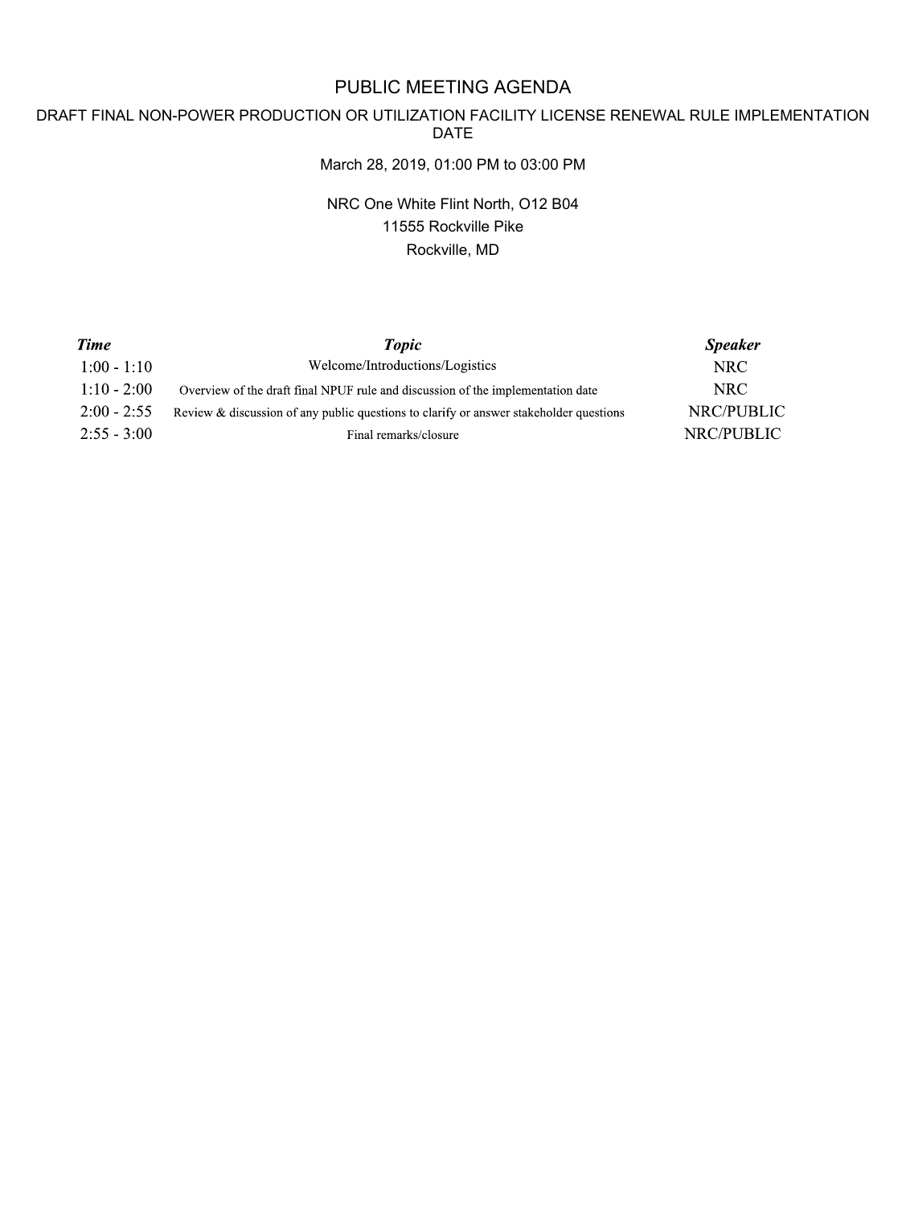# PUBLIC MEETING AGENDA

## DRAFT FINAL NON-POWER PRODUCTION OR UTILIZATION FACILITY LICENSE RENEWAL RULE IMPLEMENTATION DATE

March 28, 2019, 01:00 PM to 03:00 PM

NRC One White Flint North, O12 B04
11555 Rockville Pike
Rockville, MD

| ***Time*** | ***Topic*** | ***Speaker*** |
| --- | --- | --- |
| 1:00 - 1:10 | Welcome/Introductions/Logistics | NRC |
| 1:10 - 2:00 | Overview of the draft final NPUF rule and discussion of the implementation date | NRC |
| 2:00 - 2:55 | Review & discussion of any public questions to clarify or answer stakeholder questions | NRC/PUBLIC |
| 2:55 - 3:00 | Final remarks/closure | NRC/PUBLIC |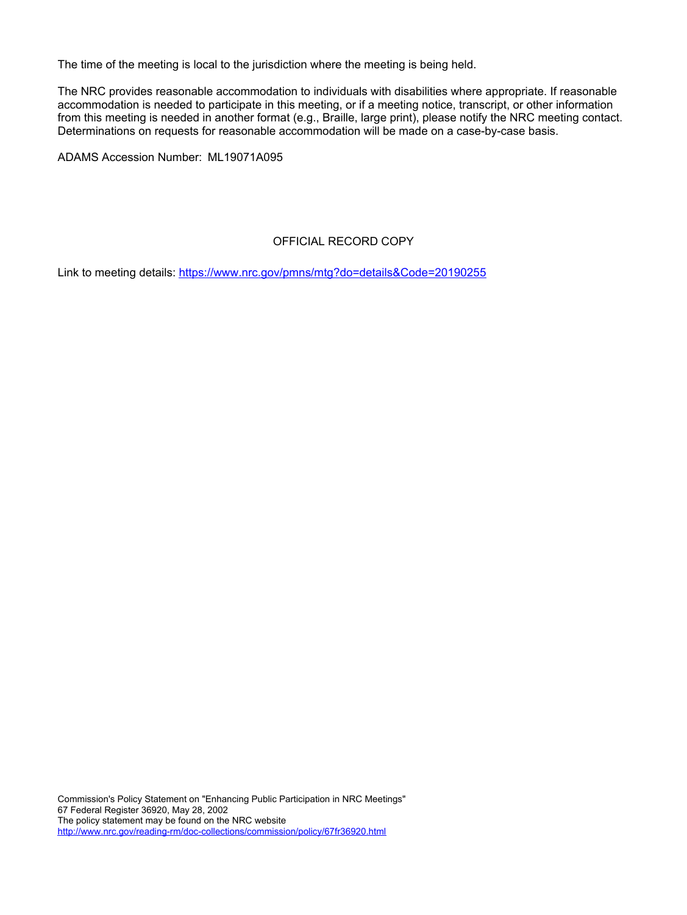The time of the meeting is local to the jurisdiction where the meeting is being held.

The NRC provides reasonable accommodation to individuals with disabilities where appropriate. If reasonable accommodation is needed to participate in this meeting, or if a meeting notice, transcript, or other information from this meeting is needed in another format (e.g., Braille, large print), please notify the NRC meeting contact. Determinations on requests for reasonable accommodation will be made on a case-by-case basis.

ADAMS Accession Number: ML19071A095

OFFICIAL RECORD COPY

Link to meeting details: [https://www.nrc.gov/pmns/mtg?do=details&Code=20190255](https://www.nrc.gov/pmns/mtg?do=details&Code=20190255)

Commission's Policy Statement on "Enhancing Public Participation in NRC Meetings"
67 Federal Register 36920, May 28, 2002
The policy statement may be found on the NRC website
[http://www.nrc.gov/reading-rm/doc-collections/commission/policy/67fr36920.html](http://www.nrc.gov/reading-rm/doc-collections/commission/policy/67fr36920.html)